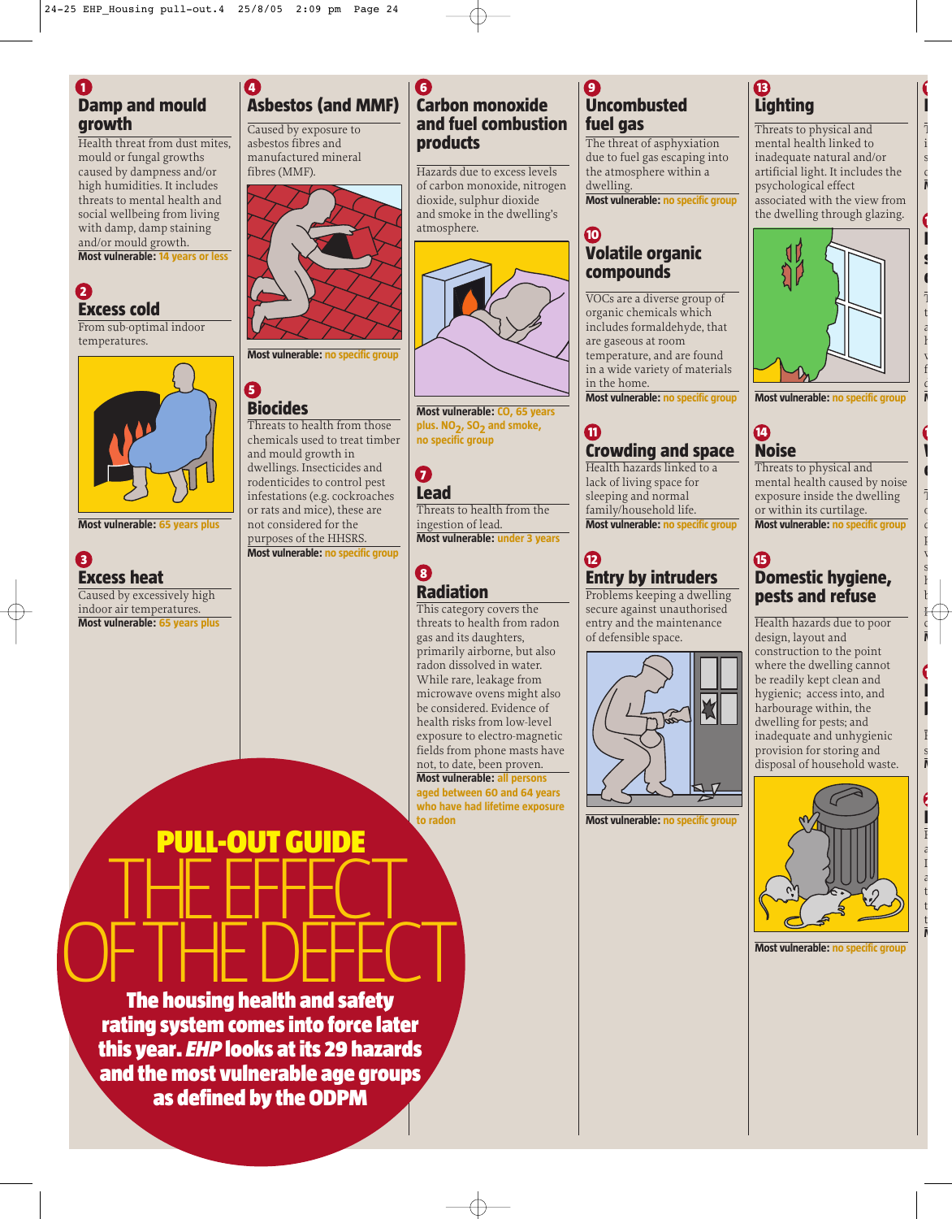## 1 Damp and mould growth

Health threat from dust mites, mould or fungal growths caused by dampness and/or high humidities. It includes threats to mental health and social wellbeing from living with damp, damp staining and/or mould growth.

**Most vulnerable:** 14 years or less

## 2 Excess cold

From sub-optimal indoor temperatures.

**Most vulnerable:** 65 years plus

## 3 Excess heat

Caused by excessively high indoor air temperatures.

**Most vulnerable:** 65 years plus

## 4 Asbestos (and MMF)

Caused by exposure to asbestos fibres and manufactured mineral fibres (MMF).

**Most vulnerable:** no specific group

## 5 Biocides

Threats to health from those chemicals used to treat timber and mould growth in dwellings. Insecticides and rodenticides to control pest infestations (e.g. cockroaches or rats and mice), these are not considered for the purposes of the HHSRS.

**Most vulnerable:** no specific group

## 6 Carbon monoxide and fuel combustion products

Hazards due to excess levels of carbon monoxide, nitrogen dioxide, sulphur dioxide and smoke in the dwelling's atmosphere.

**Most vulnerable:** CO, 65 years plus. $NO_2$, $SO_2$ and smoke, no specific group

## 7 Lead

Threats to health from the ingestion of lead.

**Most vulnerable:** under 3 years

## 8 Radiation

This category covers the threats to health from radon gas and its daughters, primarily airborne, but also radon dissolved in water. While rare, leakage from microwave ovens might also be considered. Evidence of health risks from low-level exposure to electro-magnetic fields from phone masts have not, to date, been proven.

**Most vulnerable:** all persons aged between 60 and 64 years who have had lifetime exposure to radon

## 9 Uncombusted fuel gas

The threat of asphyxiation due to fuel gas escaping into the atmosphere within a dwelling.

**Most vulnerable:** no specific group

## 10 Volatile organic compounds

VOCs are a diverse group of organic chemicals which includes formaldehyde, that are gaseous at room temperature, and are found in a wide variety of materials in the home.

**Most vulnerable:** no specific group

## 11 Crowding and space

Health hazards linked to a lack of living space for sleeping and normal family/household life.

**Most vulnerable:** no specific group

## 12 Entry by intruders

Problems keeping a dwelling secure against unauthorised entry and the maintenance of defensible space.

**Most vulnerable:** no specific group

## 13 Lighting

Threats to physical and mental health linked to inadequate natural and/or artificial light. It includes the psychological effect associated with the view from the dwelling through glazing.

**Most vulnerable:** no specific group

## 14 Noise

Threats to physical and mental health caused by noise exposure inside the dwelling or within its curtilage.

**Most vulnerable:** no specific group

## 15 Domestic hygiene, pests and refuse

Health hazards due to poor design, layout and construction to the point where the dwelling cannot be readily kept clean and hygienic; access into, and harbourage within, the dwelling for pests; and inadequate and unhygienic provision for storing and disposal of household waste.

**Most vulnerable:** no specific group

# PULL-OUT GUIDE
# THE EFFECT OF THE DEFECT

**The housing health and safety rating system comes into force later this year. *EHP* looks at its 29 hazards and the most vulnerable age groups as defined by the ODPM**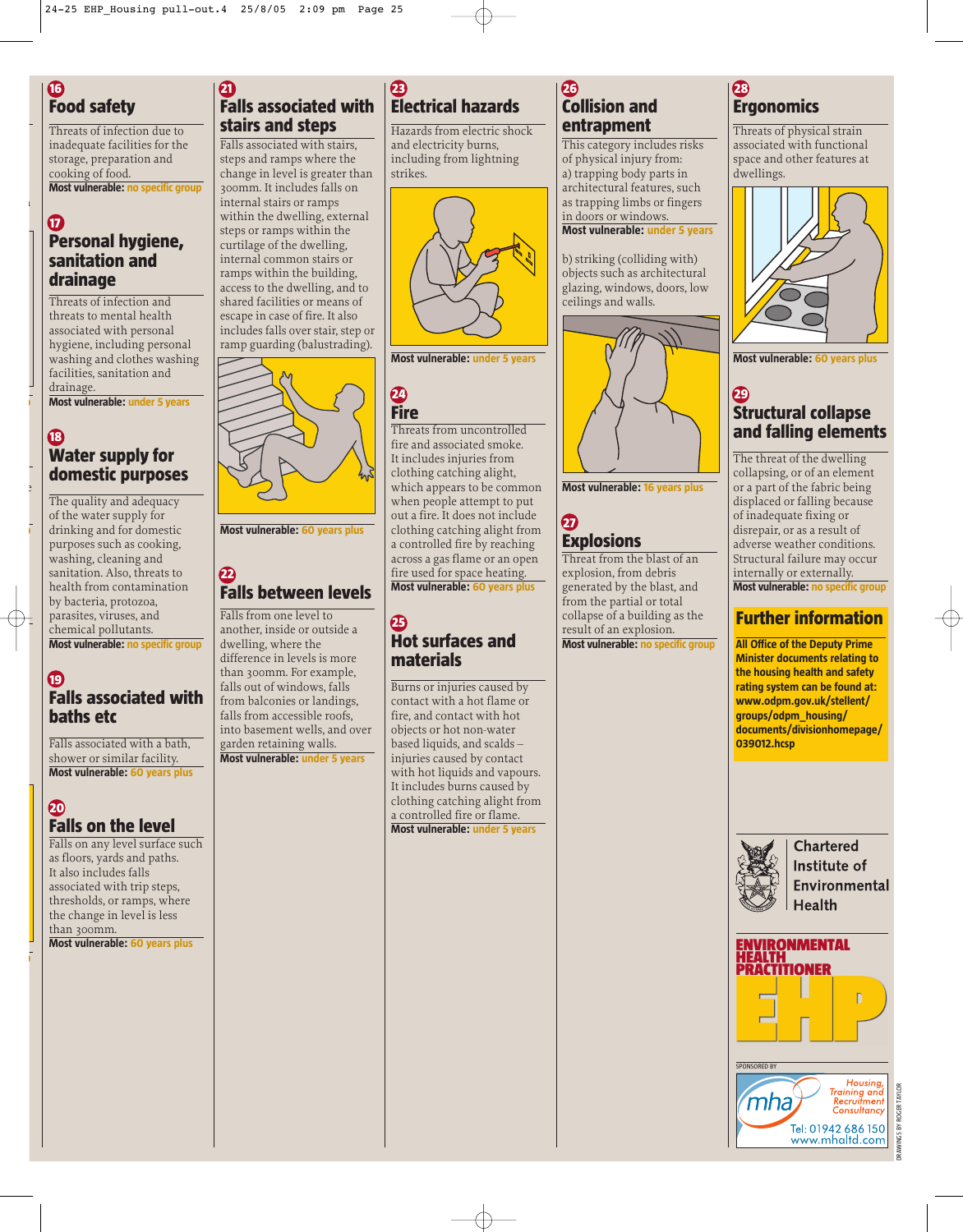## 16 Food safety

Threats of infection due to inadequate facilities for the storage, preparation and cooking of food.

**Most vulnerable:** no specific group

## 17 Personal hygiene, sanitation and drainage

Threats of infection and threats to mental health associated with personal hygiene, including personal washing and clothes washing facilities, sanitation and drainage.

**Most vulnerable:** under 5 years

## 18 Water supply for domestic purposes

The quality and adequacy of the water supply for drinking and for domestic purposes such as cooking, washing, cleaning and sanitation. Also, threats to health from contamination by bacteria, protozoa, parasites, viruses, and chemical pollutants.

**Most vulnerable:** no specific group

## 19 Falls associated with baths etc

Falls associated with a bath, shower or similar facility.

**Most vulnerable:** 60 years plus

## 20 Falls on the level

Falls on any level surface such as floors, yards and paths. It also includes falls associated with trip steps, thresholds, or ramps, where the change in level is less than 300mm.

**Most vulnerable:** 60 years plus

## 21 Falls associated with stairs and steps

Falls associated with stairs, steps and ramps where the change in level is greater than 300mm. It includes falls on internal stairs or ramps within the dwelling, external steps or ramps within the curtilage of the dwelling, internal common stairs or ramps within the building, access to the dwelling, and to shared facilities or means of escape in case of fire. It also includes falls over stair, step or ramp guarding (balustrading).

**Most vulnerable:** 60 years plus

## 22 Falls between levels

Falls from one level to another, inside or outside a dwelling, where the difference in levels is more than 300mm. For example, falls out of windows, falls from balconies or landings, falls from accessible roofs, into basement wells, and over garden retaining walls.

**Most vulnerable:** under 5 years

## 23 Electrical hazards

Hazards from electric shock and electricity burns, including from lightning strikes.

**Most vulnerable:** under 5 years

## 24 Fire

Threats from uncontrolled fire and associated smoke. It includes injuries from clothing catching alight, which appears to be common when people attempt to put out a fire. It does not include clothing catching alight from a controlled fire by reaching across a gas flame or an open fire used for space heating.

**Most vulnerable:** 60 years plus

## 25 Hot surfaces and materials

Burns or injuries caused by contact with a hot flame or fire, and contact with hot objects or hot non-water based liquids, and scalds – injuries caused by contact with hot liquids and vapours. It includes burns caused by clothing catching alight from a controlled fire or flame.

**Most vulnerable:** under 5 years

## 26 Collision and entrapment

This category includes risks of physical injury from:

a) trapping body parts in architectural features, such as trapping limbs or fingers in doors or windows.

**Most vulnerable:** under 5 years

b) striking (colliding with) objects such as architectural glazing, windows, doors, low ceilings and walls.

**Most vulnerable:** 16 years plus

## 27 Explosions

Threat from the blast of an explosion, from debris generated by the blast, and from the partial or total collapse of a building as the result of an explosion.

**Most vulnerable:** no specific group

## 28 Ergonomics

Threats of physical strain associated with functional space and other features at dwellings.

**Most vulnerable:** 60 years plus

## 29 Structural collapse and falling elements

The threat of the dwelling collapsing, or of an element or a part of the fabric being displaced or falling because of inadequate fixing or disrepair, or as a result of adverse weather conditions. Structural failure may occur internally or externally.

**Most vulnerable:** no specific group

## Further information

**All Office of the Deputy Prime Minister documents relating to the housing health and safety rating system can be found at: www.odpm.gov.uk/stellent/groups/odpm_housing/documents/divisionhomepage/039012.hcsp**

Chartered Institute of Environmental Health

ENVIRONMENTAL HEALTH PRACTITIONER
EHP

SPONSORED BY

mha Housing, Training and Recruitment Consultancy
Tel: 01942 686 150
www.mhaltd.com

DRAWINGS BY ROGER TAYLOR